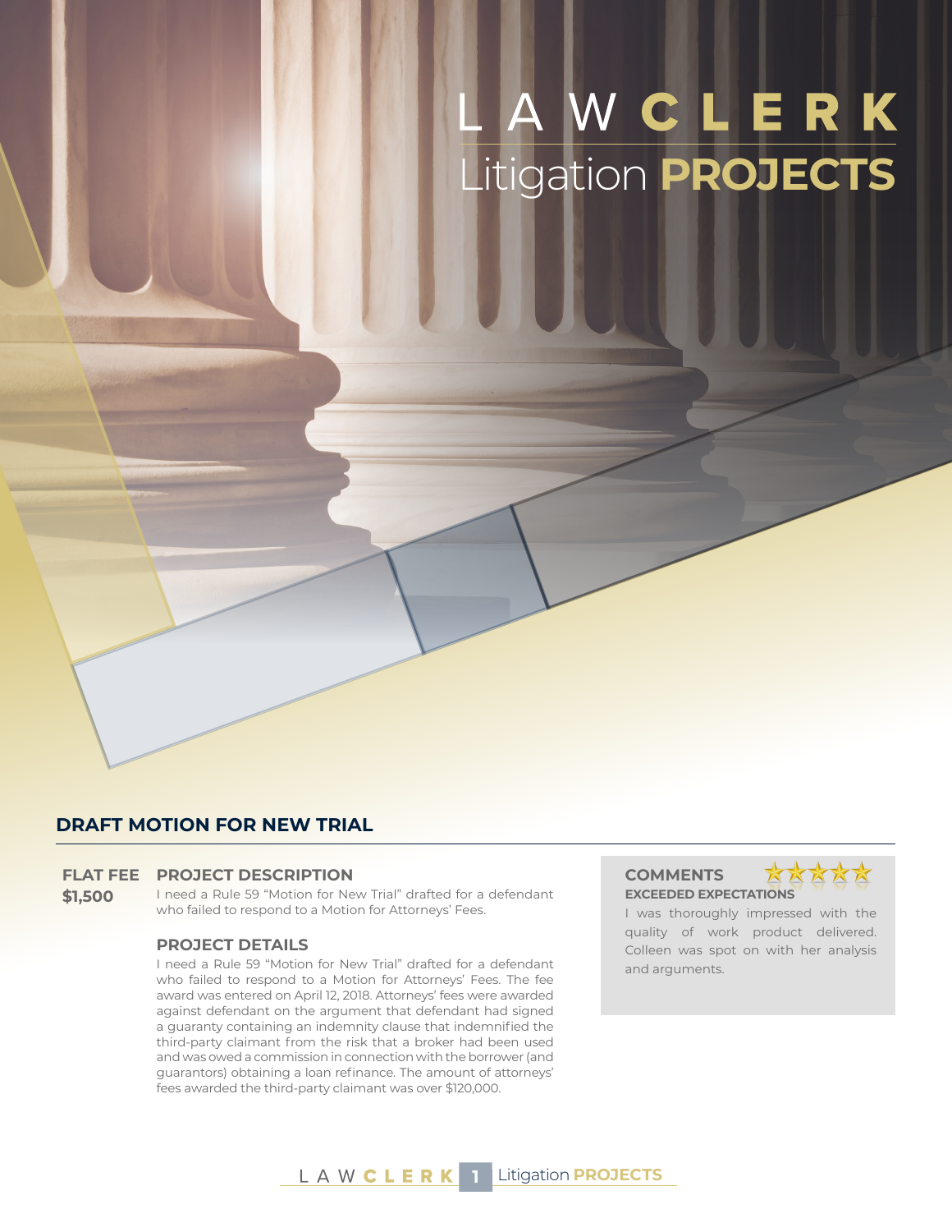# LAWCLERK
## Litigation PROJECTS

### DRAFT MOTION FOR NEW TRIAL

**FLAT FEE**
**$1,500**

**PROJECT DESCRIPTION**

I need a Rule 59 "Motion for New Trial" drafted for a defendant who failed to respond to a Motion for Attorneys' Fees.

**PROJECT DETAILS**

I need a Rule 59 "Motion for New Trial" drafted for a defendant who failed to respond to a Motion for Attorneys' Fees. The fee award was entered on April 12, 2018. Attorneys' fees were awarded against defendant on the argument that defendant had signed a guaranty containing an indemnity clause that indemnified the third-party claimant from the risk that a broker had been used and was owed a commission in connection with the borrower (and guarantors) obtaining a loan refinance. The amount of attorneys' fees awarded the third-party claimant was over $120,000.

**COMMENTS** ★★★★★

**EXCEEDED EXPECTATIONS**

I was thoroughly impressed with the quality of work product delivered. Colleen was spot on with her analysis and arguments.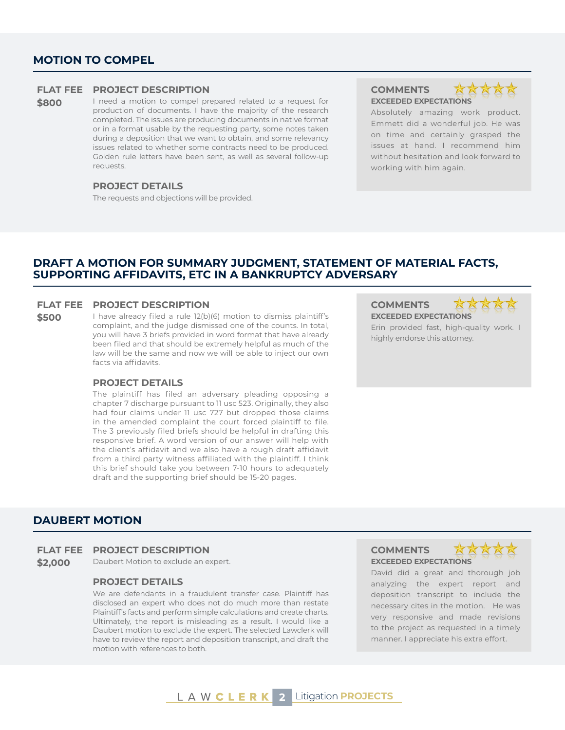## MOTION TO COMPEL

**FLAT FEE**
**$800**

### PROJECT DESCRIPTION

I need a motion to compel prepared related to a request for production of documents. I have the majority of the research completed. The issues are producing documents in native format or in a format usable by the requesting party, some notes taken during a deposition that we want to obtain, and some relevancy issues related to whether some contracts need to be produced. Golden rule letters have been sent, as well as several follow-up requests.

### PROJECT DETAILS

The requests and objections will be provided.

### COMMENTS

**EXCEEDED EXPECTATIONS**

Absolutely amazing work product. Emmett did a wonderful job. He was on time and certainly grasped the issues at hand. I recommend him without hesitation and look forward to working with him again.

## DRAFT A MOTION FOR SUMMARY JUDGMENT, STATEMENT OF MATERIAL FACTS, SUPPORTING AFFIDAVITS, ETC IN A BANKRUPTCY ADVERSARY

**FLAT FEE**
**$500**

### PROJECT DESCRIPTION

I have already filed a rule 12(b)(6) motion to dismiss plaintiff's complaint, and the judge dismissed one of the counts. In total, you will have 3 briefs provided in word format that have already been filed and that should be extremely helpful as much of the law will be the same and now we will be able to inject our own facts via affidavits.

### PROJECT DETAILS

The plaintiff has filed an adversary pleading opposing a chapter 7 discharge pursuant to 11 usc 523. Originally, they also had four claims under 11 usc 727 but dropped those claims in the amended complaint the court forced plaintiff to file. The 3 previously filed briefs should be helpful in drafting this responsive brief. A word version of our answer will help with the client's affidavit and we also have a rough draft affidavit from a third party witness affiliated with the plaintiff. I think this brief should take you between 7-10 hours to adequately draft and the supporting brief should be 15-20 pages.

### COMMENTS

**EXCEEDED EXPECTATIONS**

Erin provided fast, high-quality work. I highly endorse this attorney.

## DAUBERT MOTION

**FLAT FEE**
**$2,000**

### PROJECT DESCRIPTION

Daubert Motion to exclude an expert.

### PROJECT DETAILS

We are defendants in a fraudulent transfer case. Plaintiff has disclosed an expert who does not do much more than restate Plaintiff's facts and perform simple calculations and create charts. Ultimately, the report is misleading as a result. I would like a Daubert motion to exclude the expert. The selected Lawclerk will have to review the report and deposition transcript, and draft the motion with references to both.

### COMMENTS

**EXCEEDED EXPECTATIONS**

David did a great and thorough job analyzing the expert report and deposition transcript to include the necessary cites in the motion. He was very responsive and made revisions to the project as requested in a timely manner. I appreciate his extra effort.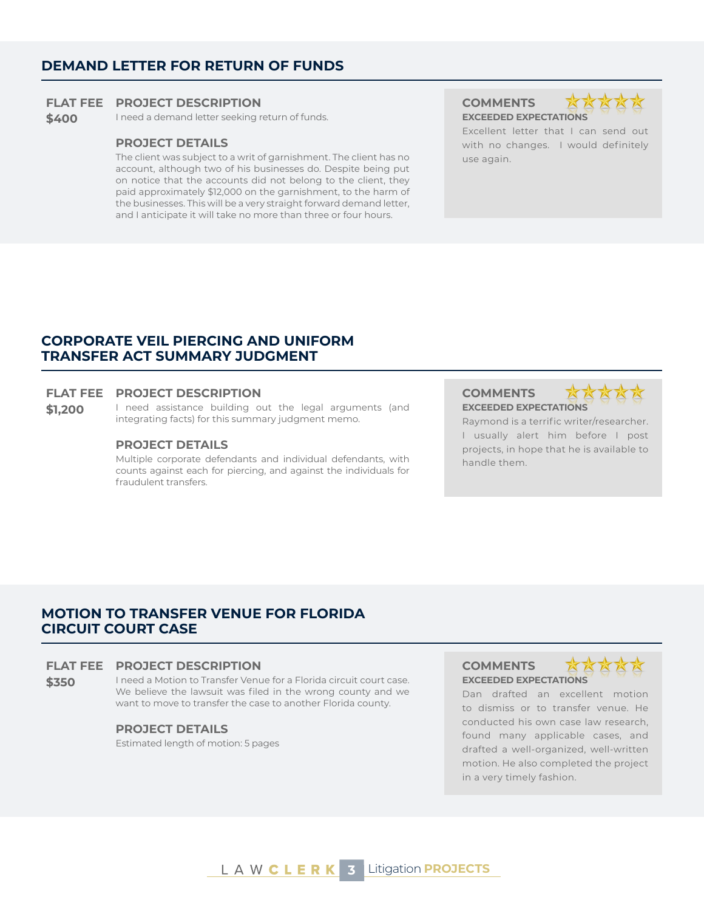## DEMAND LETTER FOR RETURN OF FUNDS

**FLAT FEE**
**$400**

### PROJECT DESCRIPTION

I need a demand letter seeking return of funds.

### PROJECT DETAILS

The client was subject to a writ of garnishment. The client has no account, although two of his businesses do. Despite being put on notice that the accounts did not belong to the client, they paid approximately $12,000 on the garnishment, to the harm of the businesses. This will be a very straight forward demand letter, and I anticipate it will take no more than three or four hours.

### COMMENTS

**EXCEEDED EXPECTATIONS**

Excellent letter that I can send out with no changes. I would definitely use again.

## CORPORATE VEIL PIERCING AND UNIFORM TRANSFER ACT SUMMARY JUDGMENT

**FLAT FEE**
**$1,200**

### PROJECT DESCRIPTION

I need assistance building out the legal arguments (and integrating facts) for this summary judgment memo.

### PROJECT DETAILS

Multiple corporate defendants and individual defendants, with counts against each for piercing, and against the individuals for fraudulent transfers.

### COMMENTS

**EXCEEDED EXPECTATIONS**

Raymond is a terrific writer/researcher. I usually alert him before I post projects, in hope that he is available to handle them.

## MOTION TO TRANSFER VENUE FOR FLORIDA CIRCUIT COURT CASE

**FLAT FEE**
**$350**

### PROJECT DESCRIPTION

I need a Motion to Transfer Venue for a Florida circuit court case. We believe the lawsuit was filed in the wrong county and we want to move to transfer the case to another Florida county.

### PROJECT DETAILS

Estimated length of motion: 5 pages

### COMMENTS

**EXCEEDED EXPECTATIONS**

Dan drafted an excellent motion to dismiss or to transfer venue. He conducted his own case law research, found many applicable cases, and drafted a well-organized, well-written motion. He also completed the project in a very timely fashion.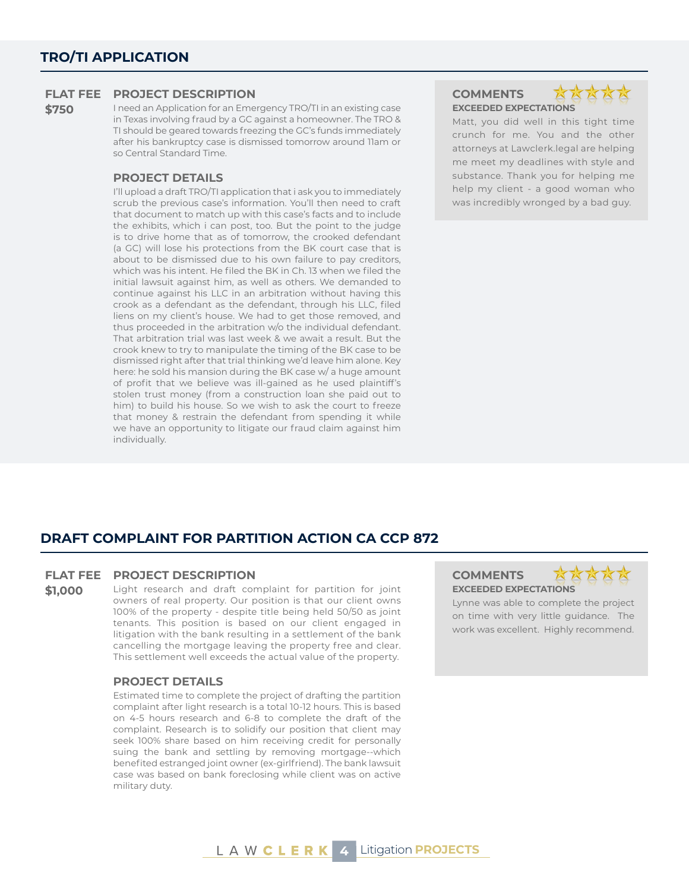## TRO/TI APPLICATION

**FLAT FEE**
**$750**

### PROJECT DESCRIPTION

I need an Application for an Emergency TRO/TI in an existing case in Texas involving fraud by a GC against a homeowner. The TRO & TI should be geared towards freezing the GC's funds immediately after his bankruptcy case is dismissed tomorrow around 11am or so Central Standard Time.

### PROJECT DETAILS

I'll upload a draft TRO/TI application that i ask you to immediately scrub the previous case's information. You'll then need to craft that document to match up with this case's facts and to include the exhibits, which i can post, too. But the point to the judge is to drive home that as of tomorrow, the crooked defendant (a GC) will lose his protections from the BK court case that is about to be dismissed due to his own failure to pay creditors, which was his intent. He filed the BK in Ch. 13 when we filed the initial lawsuit against him, as well as others. We demanded to continue against his LLC in an arbitration without having this crook as a defendant as the defendant, through his LLC, filed liens on my client's house. We had to get those removed, and thus proceeded in the arbitration w/o the individual defendant. That arbitration trial was last week & we await a result. But the crook knew to try to manipulate the timing of the BK case to be dismissed right after that trial thinking we'd leave him alone. Key here: he sold his mansion during the BK case w/ a huge amount of profit that we believe was ill-gained as he used plaintiff's stolen trust money (from a construction loan she paid out to him) to build his house. So we wish to ask the court to freeze that money & restrain the defendant from spending it while we have an opportunity to litigate our fraud claim against him individually.

### COMMENTS

★★★★★

**EXCEEDED EXPECTATIONS**

Matt, you did well in this tight time crunch for me. You and the other attorneys at Lawclerk.legal are helping me meet my deadlines with style and substance. Thank you for helping me help my client - a good woman who was incredibly wronged by a bad guy.

## DRAFT COMPLAINT FOR PARTITION ACTION CA CCP 872

**FLAT FEE**
**$1,000**

### PROJECT DESCRIPTION

Light research and draft complaint for partition for joint owners of real property. Our position is that our client owns 100% of the property - despite title being held 50/50 as joint tenants. This position is based on our client engaged in litigation with the bank resulting in a settlement of the bank cancelling the mortgage leaving the property free and clear. This settlement well exceeds the actual value of the property.

### PROJECT DETAILS

Estimated time to complete the project of drafting the partition complaint after light research is a total 10-12 hours. This is based on 4-5 hours research and 6-8 to complete the draft of the complaint. Research is to solidify our position that client may seek 100% share based on him receiving credit for personally suing the bank and settling by removing mortgage--which benefited estranged joint owner (ex-girlfriend). The bank lawsuit case was based on bank foreclosing while client was on active military duty.

### COMMENTS

★★★★★

**EXCEEDED EXPECTATIONS**

Lynne was able to complete the project on time with very little guidance. The work was excellent. Highly recommend.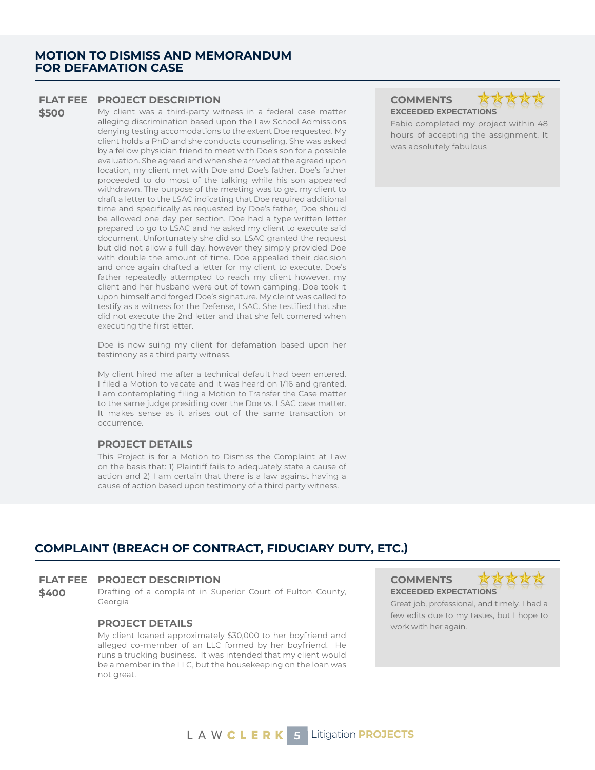## MOTION TO DISMISS AND MEMORANDUM FOR DEFAMATION CASE

**FLAT FEE**

**$500**

### PROJECT DESCRIPTION

My client was a third-party witness in a federal case matter alleging discrimination based upon the Law School Admissions denying testing accomodations to the extent Doe requested. My client holds a PhD and she conducts counseling. She was asked by a fellow physician friend to meet with Doe's son for a possible evaluation. She agreed and when she arrived at the agreed upon location, my client met with Doe and Doe's father. Doe's father proceeded to do most of the talking while his son appeared withdrawn. The purpose of the meeting was to get my client to draft a letter to the LSAC indicating that Doe required additional time and specifically as requested by Doe's father, Doe should be allowed one day per section. Doe had a type written letter prepared to go to LSAC and he asked my client to execute said document. Unfortunately she did so. LSAC granted the request but did not allow a full day, however they simply provided Doe with double the amount of time. Doe appealed their decision and once again drafted a letter for my client to execute. Doe's father repeatedly attempted to reach my client however, my client and her husband were out of town camping. Doe took it upon himself and forged Doe's signature. My cleint was called to testify as a witness for the Defense, LSAC. She testified that she did not execute the 2nd letter and that she felt cornered when executing the first letter.

Doe is now suing my client for defamation based upon her testimony as a third party witness.

My client hired me after a technical default had been entered. I filed a Motion to vacate and it was heard on 1/16 and granted. I am contemplating filing a Motion to Transfer the Case matter to the same judge presiding over the Doe vs. LSAC case matter. It makes sense as it arises out of the same transaction or occurrence.

### PROJECT DETAILS

This Project is for a Motion to Dismiss the Complaint at Law on the basis that: 1) Plaintiff fails to adequately state a cause of action and 2) I am certain that there is a law against having a cause of action based upon testimony of a third party witness.

### COMMENTS

★★★★★

**EXCEEDED EXPECTATIONS**

Fabio completed my project within 48 hours of accepting the assignment. It was absolutely fabulous

## COMPLAINT (BREACH OF CONTRACT, FIDUCIARY DUTY, ETC.)

**FLAT FEE**

**$400**

### PROJECT DESCRIPTION

Drafting of a complaint in Superior Court of Fulton County, Georgia

### PROJECT DETAILS

My client loaned approximately $30,000 to her boyfriend and alleged co-member of an LLC formed by her boyfriend. He runs a trucking business. It was intended that my client would be a member in the LLC, but the housekeeping on the loan was not great.

### COMMENTS

★★★★★

**EXCEEDED EXPECTATIONS**

Great job, professional, and timely. I had a few edits due to my tastes, but I hope to work with her again.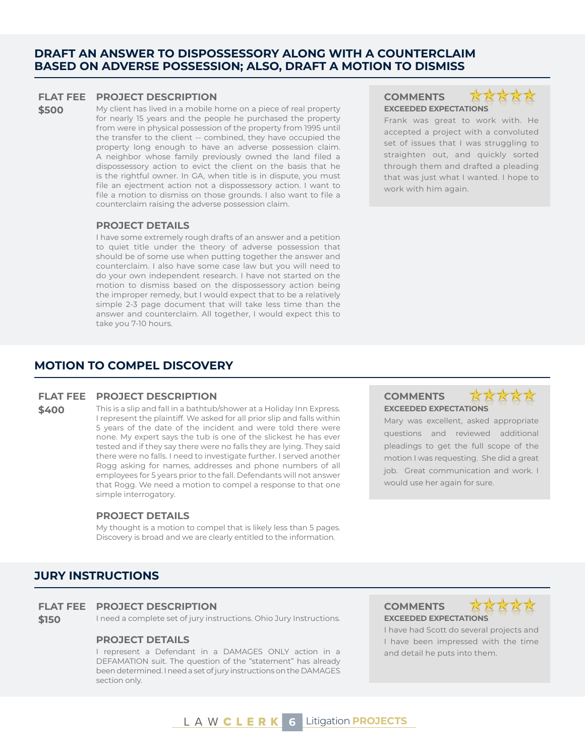## DRAFT AN ANSWER TO DISPOSSESSORY ALONG WITH A COUNTERCLAIM BASED ON ADVERSE POSSESSION; ALSO, DRAFT A MOTION TO DISMISS

**FLAT FEE**
**$500**

### PROJECT DESCRIPTION

My client has lived in a mobile home on a piece of real property for nearly 15 years and the people he purchased the property from were in physical possession of the property from 1995 until the transfer to the client -- combined, they have occupied the property long enough to have an adverse possession claim. A neighbor whose family previously owned the land filed a dispossessory action to evict the client on the basis that he is the rightful owner. In GA, when title is in dispute, you must file an ejectment action not a dispossessory action. I want to file a motion to dismiss on those grounds. I also want to file a counterclaim raising the adverse possession claim.

### PROJECT DETAILS

I have some extremely rough drafts of an answer and a petition to quiet title under the theory of adverse possession that should be of some use when putting together the answer and counterclaim. I also have some case law but you will need to do your own independent research. I have not started on the motion to dismiss based on the dispossessory action being the improper remedy, but I would expect that to be a relatively simple 2-3 page document that will take less time than the answer and counterclaim. All together, I would expect this to take you 7-10 hours.

### COMMENTS

**EXCEEDED EXPECTATIONS**

Frank was great to work with. He accepted a project with a convoluted set of issues that I was struggling to straighten out, and quickly sorted through them and drafted a pleading that was just what I wanted. I hope to work with him again.

## MOTION TO COMPEL DISCOVERY

**FLAT FEE**
**$400**

### PROJECT DESCRIPTION

This is a slip and fall in a bathtub/shower at a Holiday Inn Express. I represent the plaintiff. We asked for all prior slip and falls within 5 years of the date of the incident and were told there were none. My expert says the tub is one of the slickest he has ever tested and if they say there were no falls they are lying. They said there were no falls. I need to investigate further. I served another Rogg asking for names, addresses and phone numbers of all employees for 5 years prior to the fall. Defendants will not answer that Rogg. We need a motion to compel a response to that one simple interrogatory.

### PROJECT DETAILS

My thought is a motion to compel that is likely less than 5 pages. Discovery is broad and we are clearly entitled to the information.

### COMMENTS

**EXCEEDED EXPECTATIONS**

Mary was excellent, asked appropriate questions and reviewed additional pleadings to get the full scope of the motion I was requesting. She did a great job. Great communication and work. I would use her again for sure.

## JURY INSTRUCTIONS

**FLAT FEE**
**$150**

### PROJECT DESCRIPTION

I need a complete set of jury instructions. Ohio Jury Instructions.

### PROJECT DETAILS

I represent a Defendant in a DAMAGES ONLY action in a DEFAMATION suit. The question of the "statement" has already been determined. I need a set of jury instructions on the DAMAGES section only.

### COMMENTS

**EXCEEDED EXPECTATIONS**

I have had Scott do several projects and I have been impressed with the time and detail he puts into them.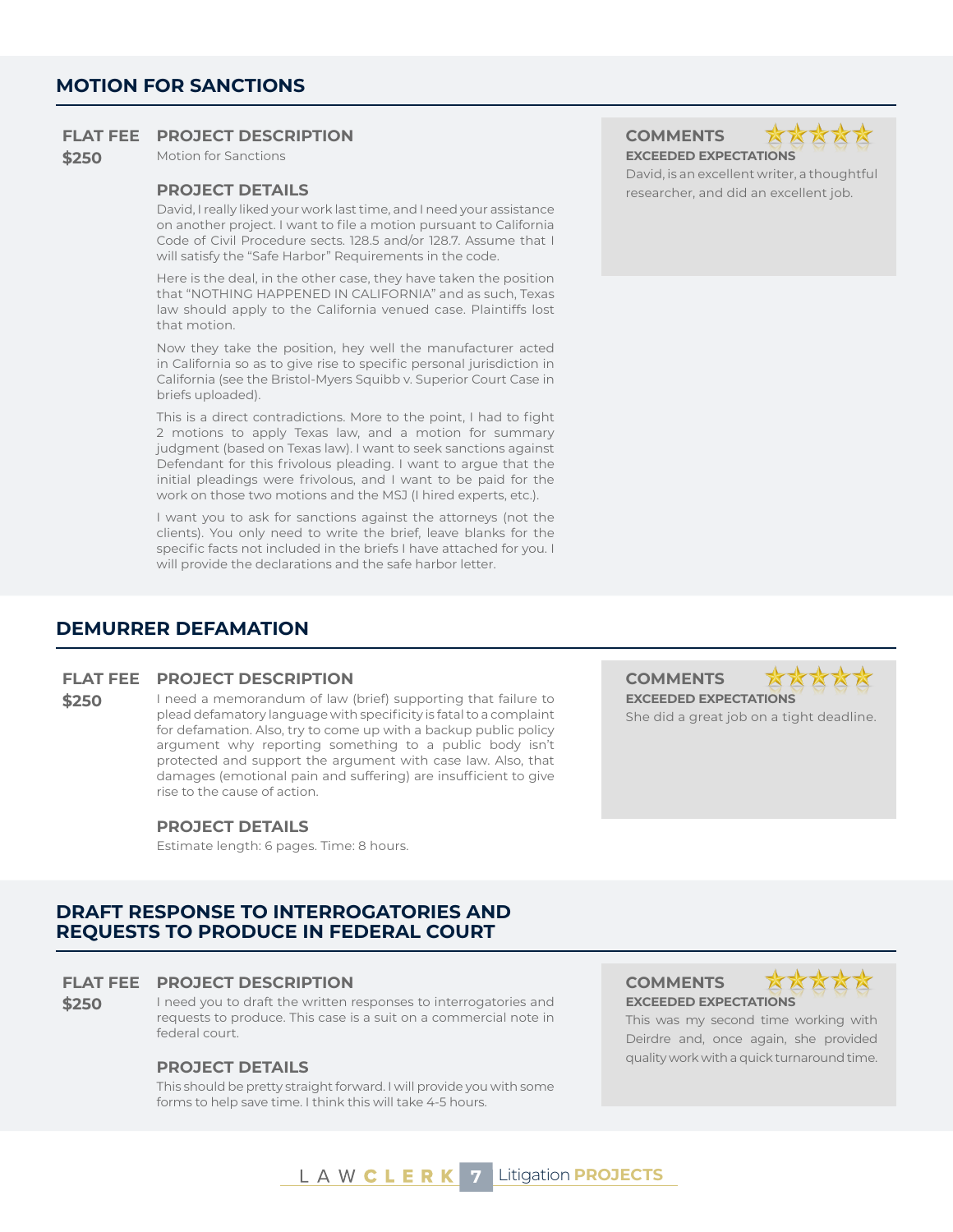## MOTION FOR SANCTIONS

**FLAT FEE**
**$250**

### PROJECT DESCRIPTION

Motion for Sanctions

### PROJECT DETAILS

David, I really liked your work last time, and I need your assistance on another project. I want to file a motion pursuant to California Code of Civil Procedure sects. 128.5 and/or 128.7. Assume that I will satisfy the "Safe Harbor" Requirements in the code.

Here is the deal, in the other case, they have taken the position that "NOTHING HAPPENED IN CALIFORNIA" and as such, Texas law should apply to the California venued case. Plaintiffs lost that motion.

Now they take the position, hey well the manufacturer acted in California so as to give rise to specific personal jurisdiction in California (see the Bristol-Myers Squibb v. Superior Court Case in briefs uploaded).

This is a direct contradictions. More to the point, I had to fight 2 motions to apply Texas law, and a motion for summary judgment (based on Texas law). I want to seek sanctions against Defendant for this frivolous pleading. I want to argue that the initial pleadings were frivolous, and I want to be paid for the work on those two motions and the MSJ (I hired experts, etc.).

I want you to ask for sanctions against the attorneys (not the clients). You only need to write the brief, leave blanks for the specific facts not included in the briefs I have attached for you. I will provide the declarations and the safe harbor letter.

### COMMENTS ★★★★★

**EXCEEDED EXPECTATIONS**

David, is an excellent writer, a thoughtful researcher, and did an excellent job.

## DEMURRER DEFAMATION

**FLAT FEE**
**$250**

### PROJECT DESCRIPTION

I need a memorandum of law (brief) supporting that failure to plead defamatory language with specificity is fatal to a complaint for defamation. Also, try to come up with a backup public policy argument why reporting something to a public body isn't protected and support the argument with case law. Also, that damages (emotional pain and suffering) are insufficient to give rise to the cause of action.

### PROJECT DETAILS

Estimate length: 6 pages. Time: 8 hours.

### COMMENTS ★★★★★

**EXCEEDED EXPECTATIONS**

She did a great job on a tight deadline.

## DRAFT RESPONSE TO INTERROGATORIES AND REQUESTS TO PRODUCE IN FEDERAL COURT

**FLAT FEE**
**$250**

### PROJECT DESCRIPTION

I need you to draft the written responses to interrogatories and requests to produce. This case is a suit on a commercial note in federal court.

### PROJECT DETAILS

This should be pretty straight forward. I will provide you with some forms to help save time. I think this will take 4-5 hours.

### COMMENTS ★★★★★

**EXCEEDED EXPECTATIONS**

This was my second time working with Deirdre and, once again, she provided quality work with a quick turnaround time.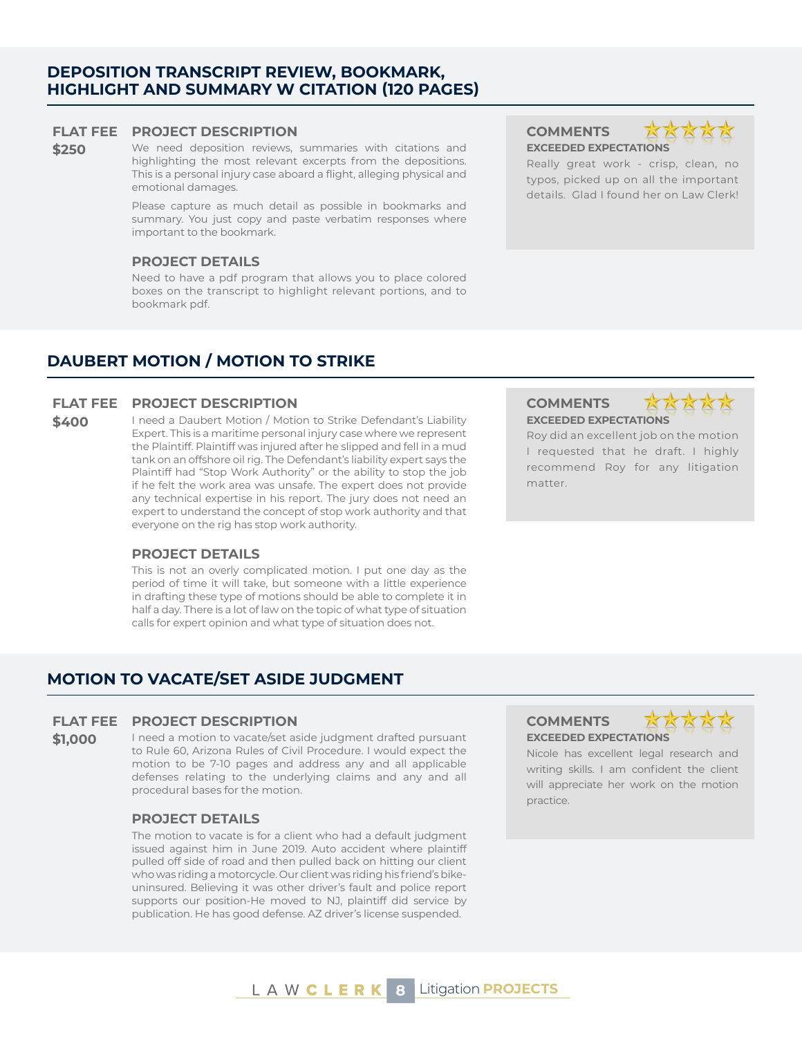## DEPOSITION TRANSCRIPT REVIEW, BOOKMARK, HIGHLIGHT AND SUMMARY W CITATION (120 PAGES)

**FLAT FEE**

**$250**

### PROJECT DESCRIPTION

We need deposition reviews, summaries with citations and highlighting the most relevant excerpts from the depositions. This is a personal injury case aboard a flight, alleging physical and emotional damages.

Please capture as much detail as possible in bookmarks and summary. You just copy and paste verbatim responses where important to the bookmark.

### PROJECT DETAILS

Need to have a pdf program that allows you to place colored boxes on the transcript to highlight relevant portions, and to bookmark pdf.

### COMMENTS

★★★★★

**EXCEEDED EXPECTATIONS**

Really great work - crisp, clean, no typos, picked up on all the important details. Glad I found her on Law Clerk!

## DAUBERT MOTION / MOTION TO STRIKE

**FLAT FEE**

**$400**

### PROJECT DESCRIPTION

I need a Daubert Motion / Motion to Strike Defendant's Liability Expert. This is a maritime personal injury case where we represent the Plaintiff. Plaintiff was injured after he slipped and fell in a mud tank on an offshore oil rig. The Defendant's liability expert says the Plaintiff had "Stop Work Authority" or the ability to stop the job if he felt the work area was unsafe. The expert does not provide any technical expertise in his report. The jury does not need an expert to understand the concept of stop work authority and that everyone on the rig has stop work authority.

### PROJECT DETAILS

This is not an overly complicated motion. I put one day as the period of time it will take, but someone with a little experience in drafting these type of motions should be able to complete it in half a day. There is a lot of law on the topic of what type of situation calls for expert opinion and what type of situation does not.

### COMMENTS

★★★★★

**EXCEEDED EXPECTATIONS**

Roy did an excellent job on the motion I requested that he draft. I highly recommend Roy for any litigation matter.

## MOTION TO VACATE/SET ASIDE JUDGMENT

**FLAT FEE**

**$1,000**

### PROJECT DESCRIPTION

I need a motion to vacate/set aside judgment drafted pursuant to Rule 60, Arizona Rules of Civil Procedure. I would expect the motion to be 7-10 pages and address any and all applicable defenses relating to the underlying claims and any and all procedural bases for the motion.

### PROJECT DETAILS

The motion to vacate is for a client who had a default judgment issued against him in June 2019. Auto accident where plaintiff pulled off side of road and then pulled back on hitting our client who was riding a motorcycle. Our client was riding his friend's bike-uninsured. Believing it was other driver's fault and police report supports our position-He moved to NJ, plaintiff did service by publication. He has good defense. AZ driver's license suspended.

### COMMENTS

★★★★★

**EXCEEDED EXPECTATIONS**

Nicole has excellent legal research and writing skills. I am confident the client will appreciate her work on the motion practice.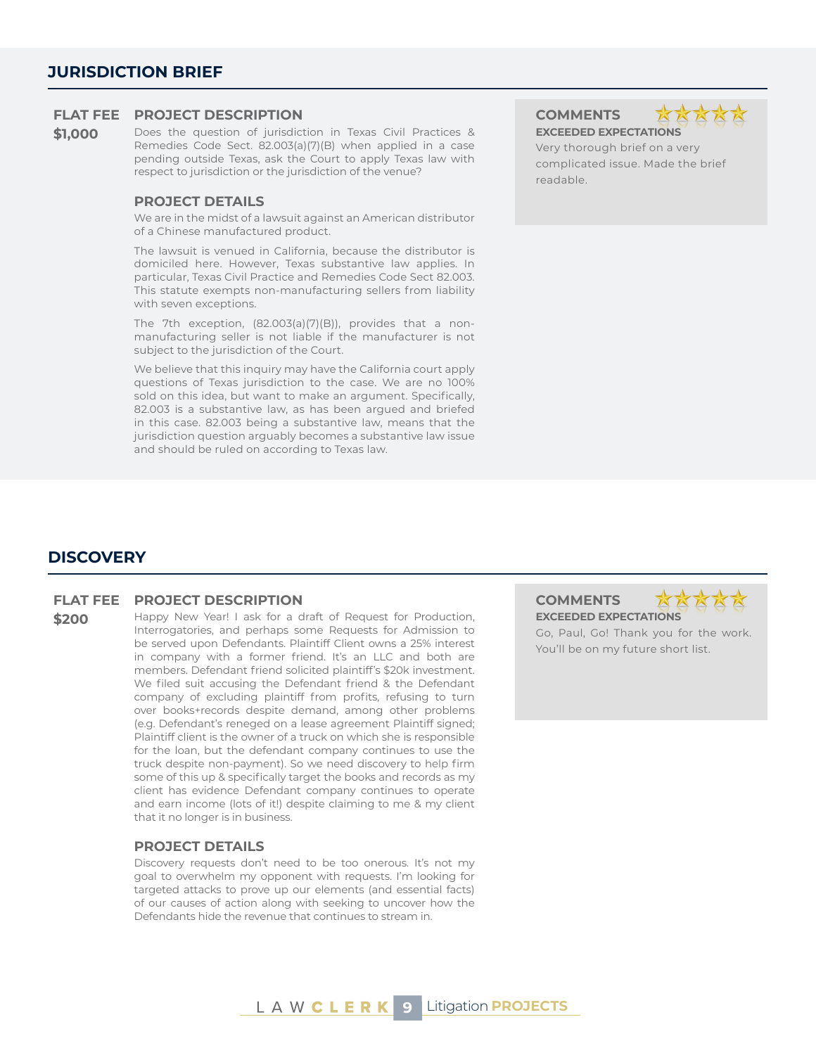## JURISDICTION BRIEF

**FLAT FEE**

**$1,000**

### PROJECT DESCRIPTION

Does the question of jurisdiction in Texas Civil Practices & Remedies Code Sect. 82.003(a)(7)(B) when applied in a case pending outside Texas, ask the Court to apply Texas law with respect to jurisdiction or the jurisdiction of the venue?

### PROJECT DETAILS

We are in the midst of a lawsuit against an American distributor of a Chinese manufactured product.

The lawsuit is venued in California, because the distributor is domiciled here. However, Texas substantive law applies. In particular, Texas Civil Practice and Remedies Code Sect 82.003. This statute exempts non-manufacturing sellers from liability with seven exceptions.

The 7th exception, (82.003(a)(7)(B)), provides that a non-manufacturing seller is not liable if the manufacturer is not subject to the jurisdiction of the Court.

We believe that this inquiry may have the California court apply questions of Texas jurisdiction to the case. We are no 100% sold on this idea, but want to make an argument. Specifically, 82.003 is a substantive law, as has been argued and briefed in this case. 82.003 being a substantive law, means that the jurisdiction question arguably becomes a substantive law issue and should be ruled on according to Texas law.

### COMMENTS

★★★★★

**EXCEEDED EXPECTATIONS**

Very thorough brief on a very complicated issue. Made the brief readable.

## DISCOVERY

**FLAT FEE**

**$200**

### PROJECT DESCRIPTION

Happy New Year! I ask for a draft of Request for Production, Interrogatories, and perhaps some Requests for Admission to be served upon Defendants. Plaintiff Client owns a 25% interest in company with a former friend. It's an LLC and both are members. Defendant friend solicited plaintiff's $20k investment. We filed suit accusing the Defendant friend & the Defendant company of excluding plaintiff from profits, refusing to turn over books+records despite demand, among other problems (e.g. Defendant's reneged on a lease agreement Plaintiff signed; Plaintiff client is the owner of a truck on which she is responsible for the loan, but the defendant company continues to use the truck despite non-payment). So we need discovery to help firm some of this up & specifically target the books and records as my client has evidence Defendant company continues to operate and earn income (lots of it!) despite claiming to me & my client that it no longer is in business.

### PROJECT DETAILS

Discovery requests don't need to be too onerous. It's not my goal to overwhelm my opponent with requests. I'm looking for targeted attacks to prove up our elements (and essential facts) of our causes of action along with seeking to uncover how the Defendants hide the revenue that continues to stream in.

### COMMENTS

★★★★★

**EXCEEDED EXPECTATIONS**

Go, Paul, Go! Thank you for the work. You'll be on my future short list.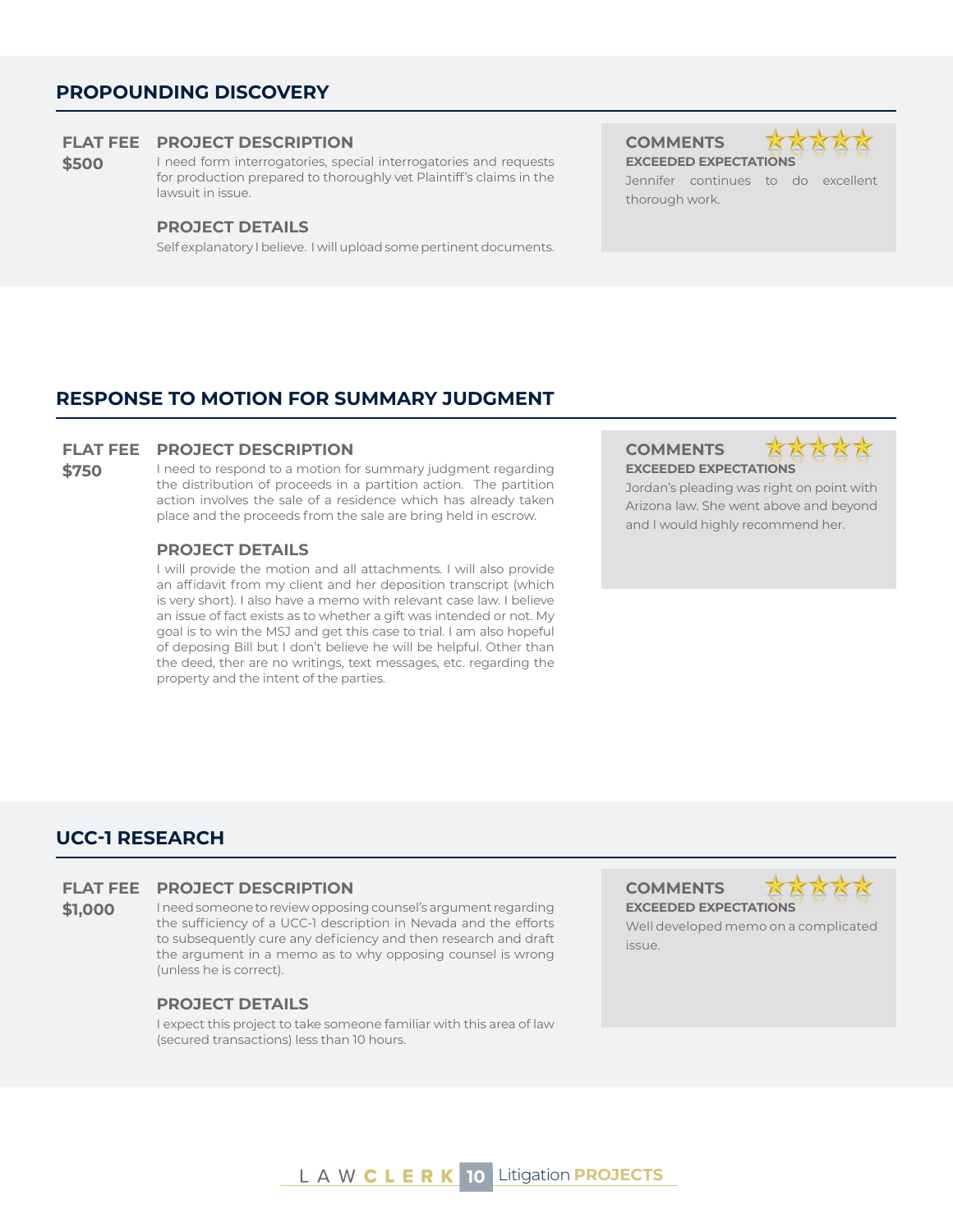## PROPOUNDING DISCOVERY

**FLAT FEE**
**$500**

### PROJECT DESCRIPTION

I need form interrogatories, special interrogatories and requests for production prepared to thoroughly vet Plaintiff's claims in the lawsuit in issue.

### PROJECT DETAILS

Self explanatory I believe. I will upload some pertinent documents.

### COMMENTS

★★★★★

**EXCEEDED EXPECTATIONS**

Jennifer continues to do excellent thorough work.

## RESPONSE TO MOTION FOR SUMMARY JUDGMENT

**FLAT FEE**
**$750**

### PROJECT DESCRIPTION

I need to respond to a motion for summary judgment regarding the distribution of proceeds in a partition action. The partition action involves the sale of a residence which has already taken place and the proceeds from the sale are bring held in escrow.

### PROJECT DETAILS

I will provide the motion and all attachments. I will also provide an affidavit from my client and her deposition transcript (which is very short). I also have a memo with relevant case law. I believe an issue of fact exists as to whether a gift was intended or not. My goal is to win the MSJ and get this case to trial. I am also hopeful of deposing Bill but I don't believe he will be helpful. Other than the deed, ther are no writings, text messages, etc. regarding the property and the intent of the parties.

### COMMENTS

★★★★★

**EXCEEDED EXPECTATIONS**

Jordan's pleading was right on point with Arizona law. She went above and beyond and I would highly recommend her.

## UCC-1 RESEARCH

**FLAT FEE**
**$1,000**

### PROJECT DESCRIPTION

I need someone to review opposing counsel's argument regarding the sufficiency of a UCC-1 description in Nevada and the efforts to subsequently cure any deficiency and then research and draft the argument in a memo as to why opposing counsel is wrong (unless he is correct).

### PROJECT DETAILS

I expect this project to take someone familiar with this area of law (secured transactions) less than 10 hours.

### COMMENTS

★★★★★

**EXCEEDED EXPECTATIONS**

Well developed memo on a complicated issue.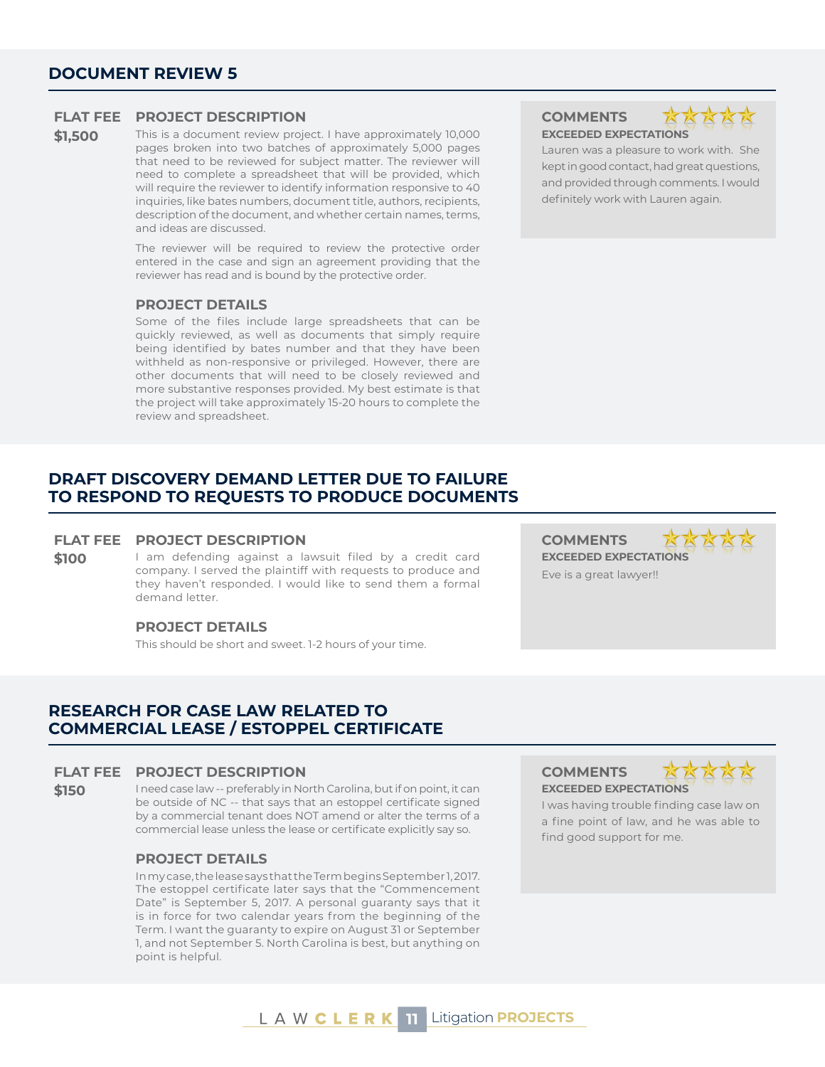## DOCUMENT REVIEW 5

**FLAT FEE**

**$1,500**

### PROJECT DESCRIPTION

This is a document review project. I have approximately 10,000 pages broken into two batches of approximately 5,000 pages that need to be reviewed for subject matter. The reviewer will need to complete a spreadsheet that will be provided, which will require the reviewer to identify information responsive to 40 inquiries, like bates numbers, document title, authors, recipients, description of the document, and whether certain names, terms, and ideas are discussed.

The reviewer will be required to review the protective order entered in the case and sign an agreement providing that the reviewer has read and is bound by the protective order.

### PROJECT DETAILS

Some of the files include large spreadsheets that can be quickly reviewed, as well as documents that simply require being identified by bates number and that they have been withheld as non-responsive or privileged. However, there are other documents that will need to be closely reviewed and more substantive responses provided. My best estimate is that the project will take approximately 15-20 hours to complete the review and spreadsheet.

### COMMENTS

**EXCEEDED EXPECTATIONS**

Lauren was a pleasure to work with. She kept in good contact, had great questions, and provided through comments. I would definitely work with Lauren again.

## DRAFT DISCOVERY DEMAND LETTER DUE TO FAILURE TO RESPOND TO REQUESTS TO PRODUCE DOCUMENTS

**FLAT FEE**

**$100**

### PROJECT DESCRIPTION

I am defending against a lawsuit filed by a credit card company. I served the plaintiff with requests to produce and they haven't responded. I would like to send them a formal demand letter.

### PROJECT DETAILS

This should be short and sweet. 1-2 hours of your time.

### COMMENTS

**EXCEEDED EXPECTATIONS**

Eve is a great lawyer!!

## RESEARCH FOR CASE LAW RELATED TO COMMERCIAL LEASE / ESTOPPEL CERTIFICATE

**FLAT FEE**

**$150**

### PROJECT DESCRIPTION

I need case law -- preferably in North Carolina, but if on point, it can be outside of NC -- that says that an estoppel certificate signed by a commercial tenant does NOT amend or alter the terms of a commercial lease unless the lease or certificate explicitly say so.

### PROJECT DETAILS

In my case, the lease says that the Term begins September 1, 2017. The estoppel certificate later says that the "Commencement Date" is September 5, 2017. A personal guaranty says that it is in force for two calendar years from the beginning of the Term. I want the guaranty to expire on August 31 or September 1, and not September 5. North Carolina is best, but anything on point is helpful.

### COMMENTS

**EXCEEDED EXPECTATIONS**

I was having trouble finding case law on a fine point of law, and he was able to find good support for me.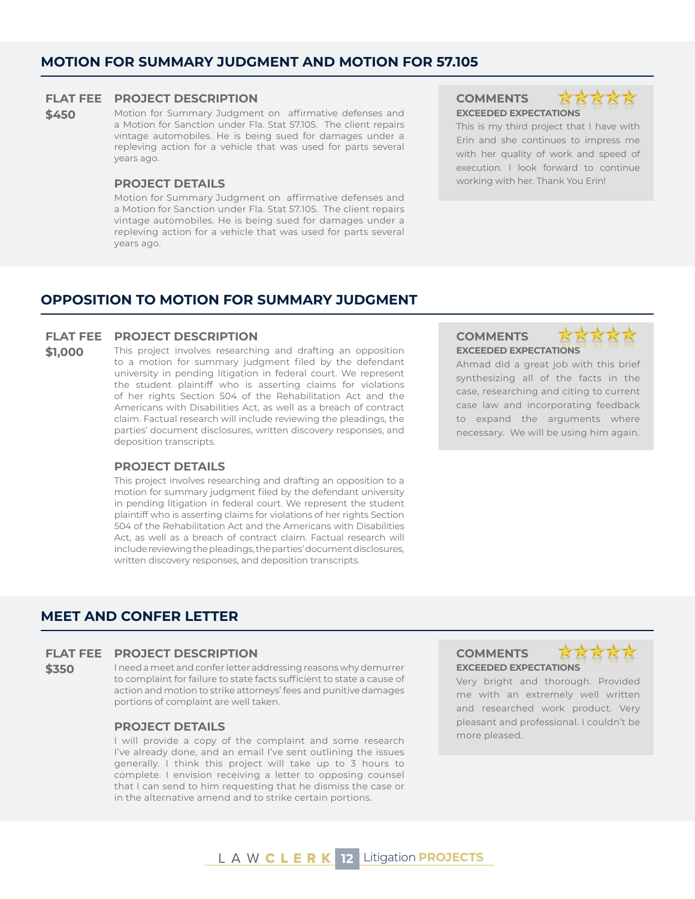## MOTION FOR SUMMARY JUDGMENT AND MOTION FOR 57.105

**FLAT FEE**

**$450**

### PROJECT DESCRIPTION

Motion for Summary Judgment on affirmative defenses and a Motion for Sanction under Fla. Stat 57.105. The client repairs vintage automobiles. He is being sued for damages under a repleving action for a vehicle that was used for parts several years ago.

### PROJECT DETAILS

Motion for Summary Judgment on affirmative defenses and a Motion for Sanction under Fla. Stat 57.105. The client repairs vintage automobiles. He is being sued for damages under a repleving action for a vehicle that was used for parts several years ago.

### COMMENTS

★★★★★

**EXCEEDED EXPECTATIONS**

This is my third project that I have with Erin and she continues to impress me with her quality of work and speed of execution. I look forward to continue working with her. Thank You Erin!

## OPPOSITION TO MOTION FOR SUMMARY JUDGMENT

**FLAT FEE**

**$1,000**

### PROJECT DESCRIPTION

This project involves researching and drafting an opposition to a motion for summary judgment filed by the defendant university in pending litigation in federal court. We represent the student plaintiff who is asserting claims for violations of her rights Section 504 of the Rehabilitation Act and the Americans with Disabilities Act, as well as a breach of contract claim. Factual research will include reviewing the pleadings, the parties' document disclosures, written discovery responses, and deposition transcripts.

### PROJECT DETAILS

This project involves researching and drafting an opposition to a motion for summary judgment filed by the defendant university in pending litigation in federal court. We represent the student plaintiff who is asserting claims for violations of her rights Section 504 of the Rehabilitation Act and the Americans with Disabilities Act, as well as a breach of contract claim. Factual research will include reviewing the pleadings, the parties' document disclosures, written discovery responses, and deposition transcripts.

### COMMENTS

★★★★★

**EXCEEDED EXPECTATIONS**

Ahmad did a great job with this brief synthesizing all of the facts in the case, researching and citing to current case law and incorporating feedback to expand the arguments where necessary. We will be using him again.

## MEET AND CONFER LETTER

**FLAT FEE**

**$350**

### PROJECT DESCRIPTION

I need a meet and confer letter addressing reasons why demurrer to complaint for failure to state facts sufficient to state a cause of action and motion to strike attorneys' fees and punitive damages portions of complaint are well taken.

### PROJECT DETAILS

I will provide a copy of the complaint and some research I've already done, and an email I've sent outlining the issues generally. I think this project will take up to 3 hours to complete. I envision receiving a letter to opposing counsel that I can send to him requesting that he dismiss the case or in the alternative amend and to strike certain portions.

### COMMENTS

★★★★★

**EXCEEDED EXPECTATIONS**

Very bright and thorough. Provided me with an extremely well written and researched work product. Very pleasant and professional. I couldn't be more pleased.